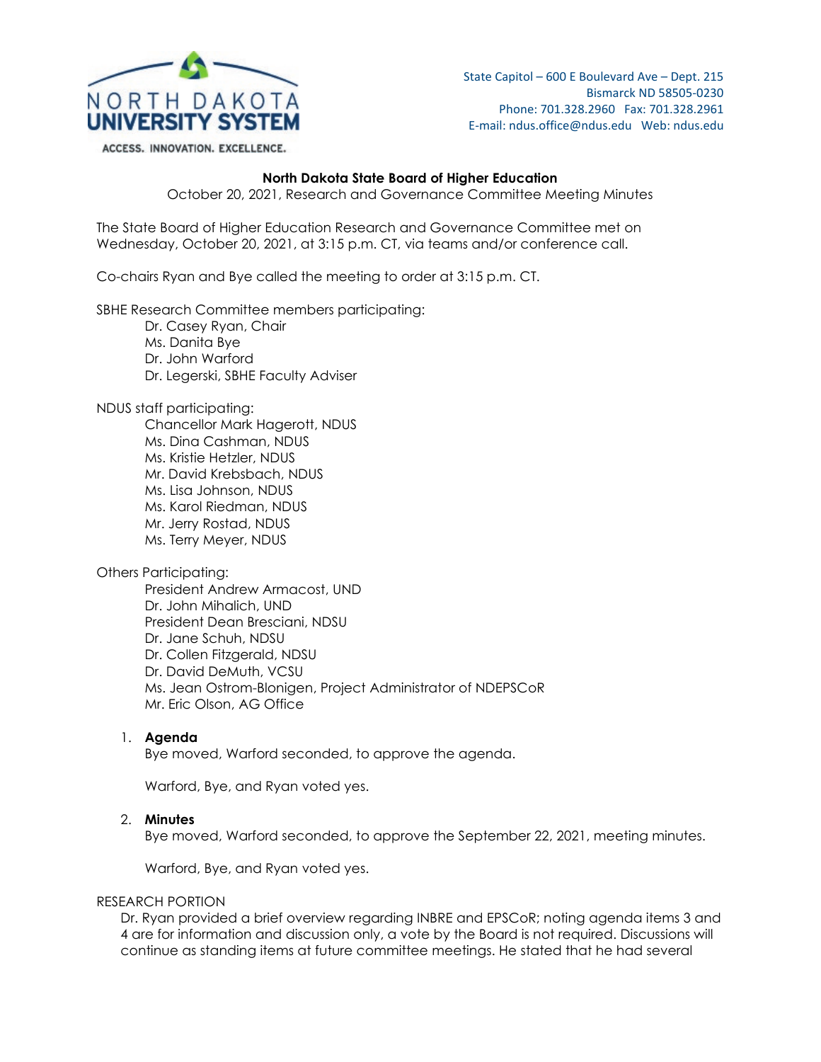NORTH DAKOTA UNIVERSITY SYSTEM

ACCESS. INNOVATION. EXCELLENCE.

State Capitol – 600 E Boulevard Ave – Dept. 215
Bismarck ND 58505-0230
Phone: 701.328.2960 Fax: 701.328.2961
E-mail: ndus.office@ndus.edu Web: ndus.edu

**North Dakota State Board of Higher Education**
October 20, 2021, Research and Governance Committee Meeting Minutes

The State Board of Higher Education Research and Governance Committee met on Wednesday, October 20, 2021, at 3:15 p.m. CT, via teams and/or conference call.

Co-chairs Ryan and Bye called the meeting to order at 3:15 p.m. CT.

SBHE Research Committee members participating:

- Dr. Casey Ryan, Chair
- Ms. Danita Bye
- Dr. John Warford
- Dr. Legerski, SBHE Faculty Adviser

NDUS staff participating:

- Chancellor Mark Hagerott, NDUS
- Ms. Dina Cashman, NDUS
- Ms. Kristie Hetzler, NDUS
- Mr. David Krebsbach, NDUS
- Ms. Lisa Johnson, NDUS
- Ms. Karol Riedman, NDUS
- Mr. Jerry Rostad, NDUS
- Ms. Terry Meyer, NDUS

Others Participating:

- President Andrew Armacost, UND
- Dr. John Mihalich, UND
- President Dean Bresciani, NDSU
- Dr. Jane Schuh, NDSU
- Dr. Collen Fitzgerald, NDSU
- Dr. David DeMuth, VCSU
- Ms. Jean Ostrom-Blonigen, Project Administrator of NDEPSCoR
- Mr. Eric Olson, AG Office

1. **Agenda**
   Bye moved, Warford seconded, to approve the agenda.

   Warford, Bye, and Ryan voted yes.

2. **Minutes**
   Bye moved, Warford seconded, to approve the September 22, 2021, meeting minutes.

   Warford, Bye, and Ryan voted yes.

RESEARCH PORTION

Dr. Ryan provided a brief overview regarding INBRE and EPSCoR; noting agenda items 3 and 4 are for information and discussion only, a vote by the Board is not required. Discussions will continue as standing items at future committee meetings. He stated that he had several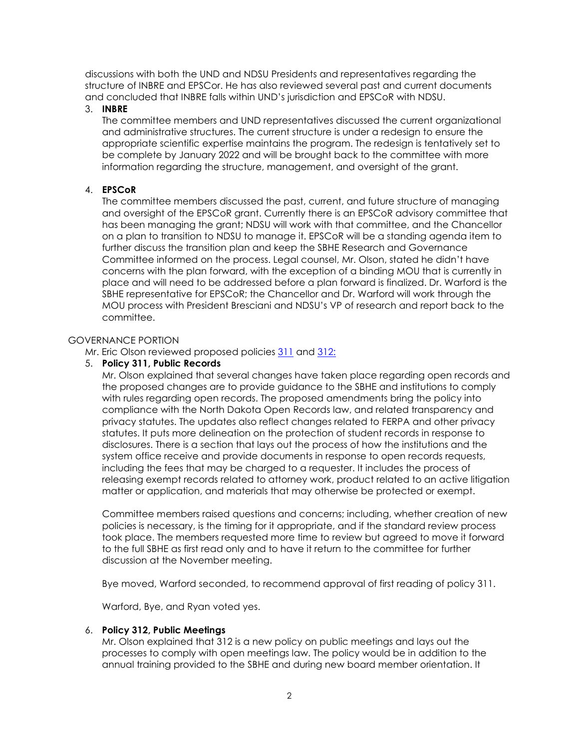discussions with both the UND and NDSU Presidents and representatives regarding the structure of INBRE and EPSCor. He has also reviewed several past and current documents and concluded that INBRE falls within UND's jurisdiction and EPSCoR with NDSU.

3. **INBRE**

   The committee members and UND representatives discussed the current organizational and administrative structures. The current structure is under a redesign to ensure the appropriate scientific expertise maintains the program. The redesign is tentatively set to be complete by January 2022 and will be brought back to the committee with more information regarding the structure, management, and oversight of the grant.

4. **EPSCoR**

   The committee members discussed the past, current, and future structure of managing and oversight of the EPSCoR grant. Currently there is an EPSCoR advisory committee that has been managing the grant; NDSU will work with that committee, and the Chancellor on a plan to transition to NDSU to manage it. EPSCoR will be a standing agenda item to further discuss the transition plan and keep the SBHE Research and Governance Committee informed on the process. Legal counsel, Mr. Olson, stated he didn't have concerns with the plan forward, with the exception of a binding MOU that is currently in place and will need to be addressed before a plan forward is finalized. Dr. Warford is the SBHE representative for EPSCoR; the Chancellor and Dr. Warford will work through the MOU process with President Bresciani and NDSU's VP of research and report back to the committee.

GOVERNANCE PORTION

Mr. Eric Olson reviewed proposed policies 311 and 312:

5. **Policy 311, Public Records**

   Mr. Olson explained that several changes have taken place regarding open records and the proposed changes are to provide guidance to the SBHE and institutions to comply with rules regarding open records. The proposed amendments bring the policy into compliance with the North Dakota Open Records law, and related transparency and privacy statutes. The updates also reflect changes related to FERPA and other privacy statutes. It puts more delineation on the protection of student records in response to disclosures. There is a section that lays out the process of how the institutions and the system office receive and provide documents in response to open records requests, including the fees that may be charged to a requester. It includes the process of releasing exempt records related to attorney work, product related to an active litigation matter or application, and materials that may otherwise be protected or exempt.

   Committee members raised questions and concerns; including, whether creation of new policies is necessary, is the timing for it appropriate, and if the standard review process took place. The members requested more time to review but agreed to move it forward to the full SBHE as first read only and to have it return to the committee for further discussion at the November meeting.

   Bye moved, Warford seconded, to recommend approval of first reading of policy 311.

   Warford, Bye, and Ryan voted yes.

6. **Policy 312, Public Meetings**

   Mr. Olson explained that 312 is a new policy on public meetings and lays out the processes to comply with open meetings law. The policy would be in addition to the annual training provided to the SBHE and during new board member orientation. It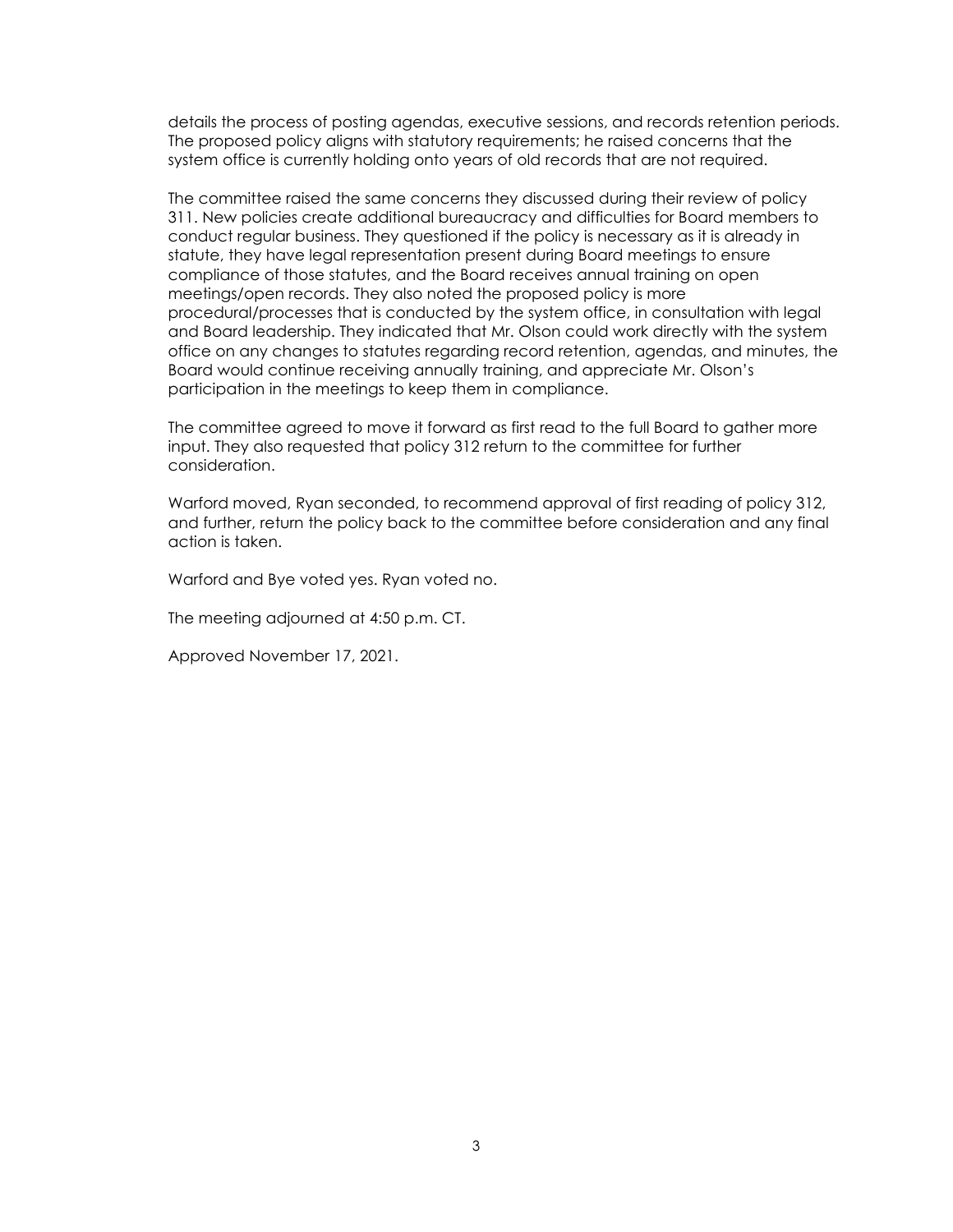details the process of posting agendas, executive sessions, and records retention periods. The proposed policy aligns with statutory requirements; he raised concerns that the system office is currently holding onto years of old records that are not required.

The committee raised the same concerns they discussed during their review of policy 311. New policies create additional bureaucracy and difficulties for Board members to conduct regular business. They questioned if the policy is necessary as it is already in statute, they have legal representation present during Board meetings to ensure compliance of those statutes, and the Board receives annual training on open meetings/open records. They also noted the proposed policy is more procedural/processes that is conducted by the system office, in consultation with legal and Board leadership. They indicated that Mr. Olson could work directly with the system office on any changes to statutes regarding record retention, agendas, and minutes, the Board would continue receiving annually training, and appreciate Mr. Olson's participation in the meetings to keep them in compliance.

The committee agreed to move it forward as first read to the full Board to gather more input. They also requested that policy 312 return to the committee for further consideration.

Warford moved, Ryan seconded, to recommend approval of first reading of policy 312, and further, return the policy back to the committee before consideration and any final action is taken.

Warford and Bye voted yes. Ryan voted no.

The meeting adjourned at 4:50 p.m. CT.

Approved November 17, 2021.